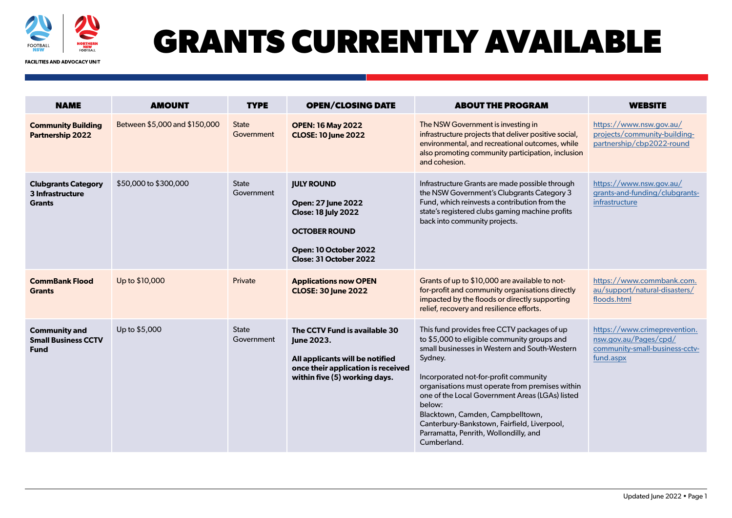FACILITIES AND ADVOCACY UNIT

# GRANTS CURRENTLY AVAILABLE

| NAME | AMOUNT | TYPE | OPEN/CLOSING DATE | ABOUT THE PROGRAM | WEBSITE |
|---|---|---|---|---|---|
| **Community Building Partnership 2022** | Between $5,000 and $150,000 | State Government | **OPEN: 16 May 2022**<br>**CLOSE: 10 June 2022** | The NSW Government is investing in infrastructure projects that deliver positive social, environmental, and recreational outcomes, while also promoting community participation, inclusion and cohesion. | https://www.nsw.gov.au/projects/community-building-partnership/cbp2022-round |
| **Clubgrants Category 3 Infrastructure Grants** | $50,000 to $300,000 | State Government | **JULY ROUND**<br><br>**Open: 27 June 2022**<br>**Close: 18 July 2022**<br><br>**OCTOBER ROUND**<br><br>**Open: 10 October 2022**<br>**Close: 31 October 2022** | Infrastructure Grants are made possible through the NSW Government's Clubgrants Category 3 Fund, which reinvests a contribution from the state's registered clubs gaming machine profits back into community projects. | https://www.nsw.gov.au/grants-and-funding/clubgrants-infrastructure |
| **CommBank Flood Grants** | Up to $10,000 | Private | **Applications now OPEN**<br>**CLOSE: 30 June 2022** | Grants of up to $10,000 are available to not-for-profit and community organisations directly impacted by the floods or directly supporting relief, recovery and resilience efforts. | https://www.commbank.com.au/support/natural-disasters/floods.html |
| **Community and Small Business CCTV Fund** | Up to $5,000 | State Government | **The CCTV Fund is available 30 June 2023.**<br><br>**All applicants will be notified once their application is received within five (5) working days.** | This fund provides free CCTV packages of up to $5,000 to eligible community groups and small businesses in Western and South-Western Sydney.<br><br>Incorporated not-for-profit community organisations must operate from premises within one of the Local Government Areas (LGAs) listed below:<br>Blacktown, Camden, Campbelltown, Canterbury-Bankstown, Fairfield, Liverpool, Parramatta, Penrith, Wollondilly, and Cumberland. | https://www.crimeprevention.nsw.gov.au/Pages/cpd/community-small-business-cctv-fund.aspx |

Updated June 2022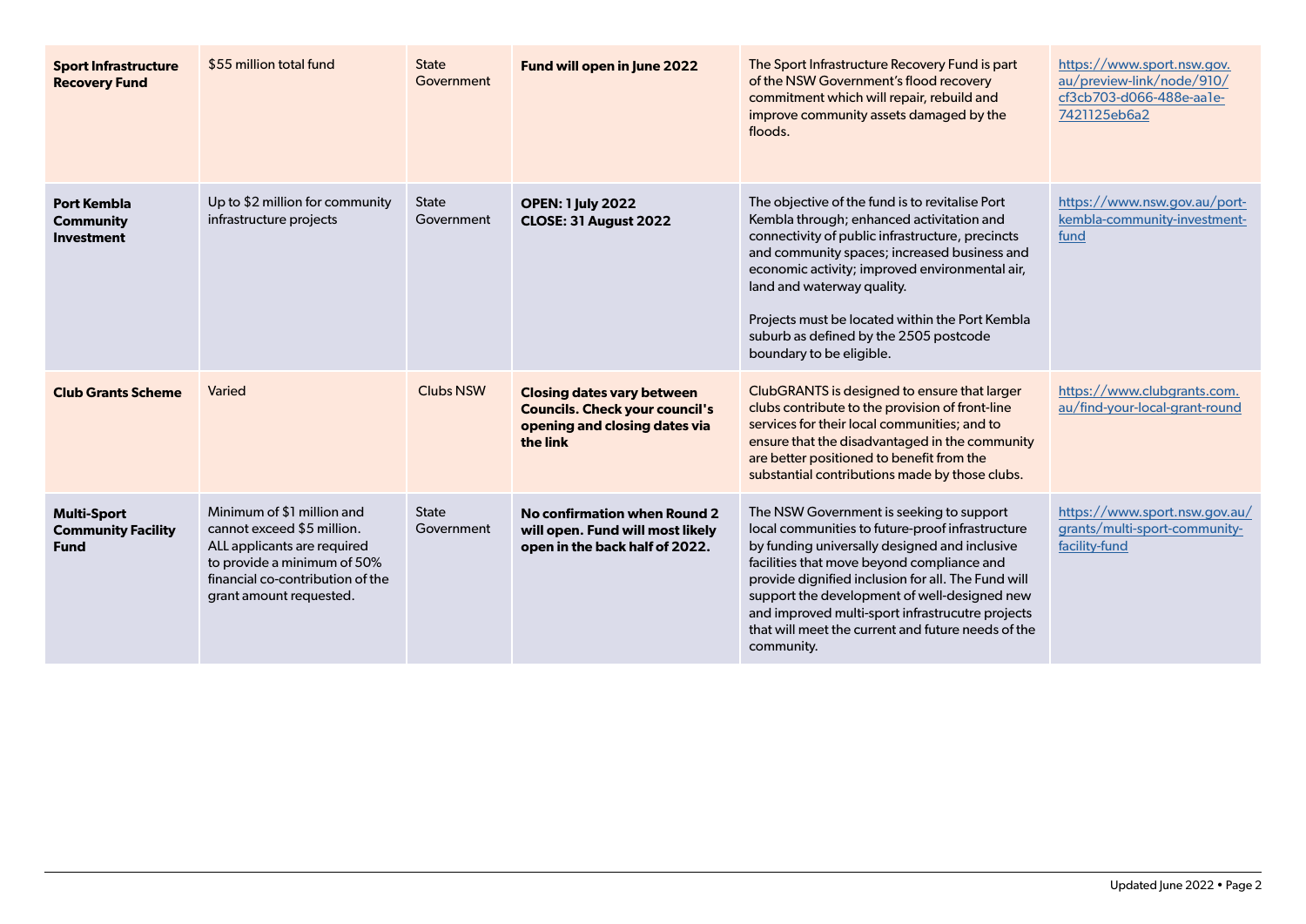| | | | | | |
|---|---|---|---|---|---|
| **Sport Infrastructure Recovery Fund** | $55 million total fund | State Government | **Fund will open in June 2022** | The Sport Infrastructure Recovery Fund is part of the NSW Government's flood recovery commitment which will repair, rebuild and improve community assets damaged by the floods. | https://www.sport.nsw.gov.au/preview-link/node/910/cf3cb703-d066-488e-aa1e-7421125eb6a2 |
| **Port Kembla Community Investment** | Up to $2 million for community infrastructure projects | State Government | **OPEN: 1 July 2022**<br>**CLOSE: 31 August 2022** | The objective of the fund is to revitalise Port Kembla through; enhanced activitation and connectivity of public infrastructure, precincts and community spaces; increased business and economic activity; improved environmental air, land and waterway quality.<br><br>Projects must be located within the Port Kembla suburb as defined by the 2505 postcode boundary to be eligible. | https://www.nsw.gov.au/port-kembla-community-investment-fund |
| **Club Grants Scheme** | Varied | Clubs NSW | **Closing dates vary between Councils. Check your council's opening and closing dates via the link** | ClubGRANTS is designed to ensure that larger clubs contribute to the provision of front-line services for their local communities; and to ensure that the disadvantaged in the community are better positioned to benefit from the substantial contributions made by those clubs. | https://www.clubgrants.com.au/find-your-local-grant-round |
| **Multi-Sport Community Facility Fund** | Minimum of $1 million and cannot exceed $5 million. ALL applicants are required to provide a minimum of 50% financial co-contribution of the grant amount requested. | State Government | **No confirmation when Round 2 will open. Fund will most likely open in the back half of 2022.** | The NSW Government is seeking to support local communities to future-proof infrastructure by funding universally designed and inclusive facilities that move beyond compliance and provide dignified inclusion for all. The Fund will support the development of well-designed new and improved multi-sport infrastrucutre projects that will meet the current and future needs of the community. | https://www.sport.nsw.gov.au/grants/multi-sport-community-facility-fund |

Updated June 2022